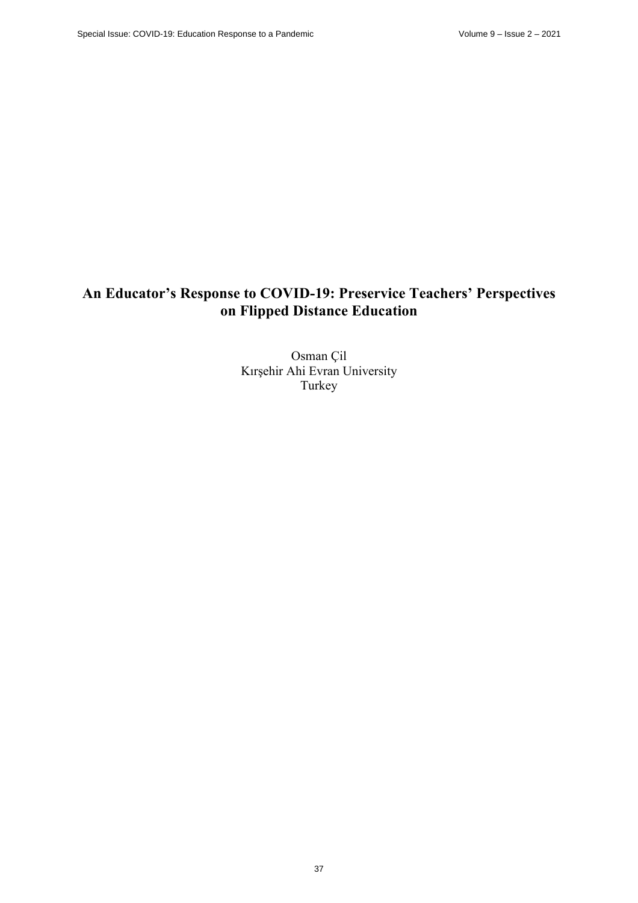# An Educator's Response to COVID-19: Preservice Teachers' Perspectives on Flipped Distance Education

Osman Çil
Kırşehir Ahi Evran University
Turkey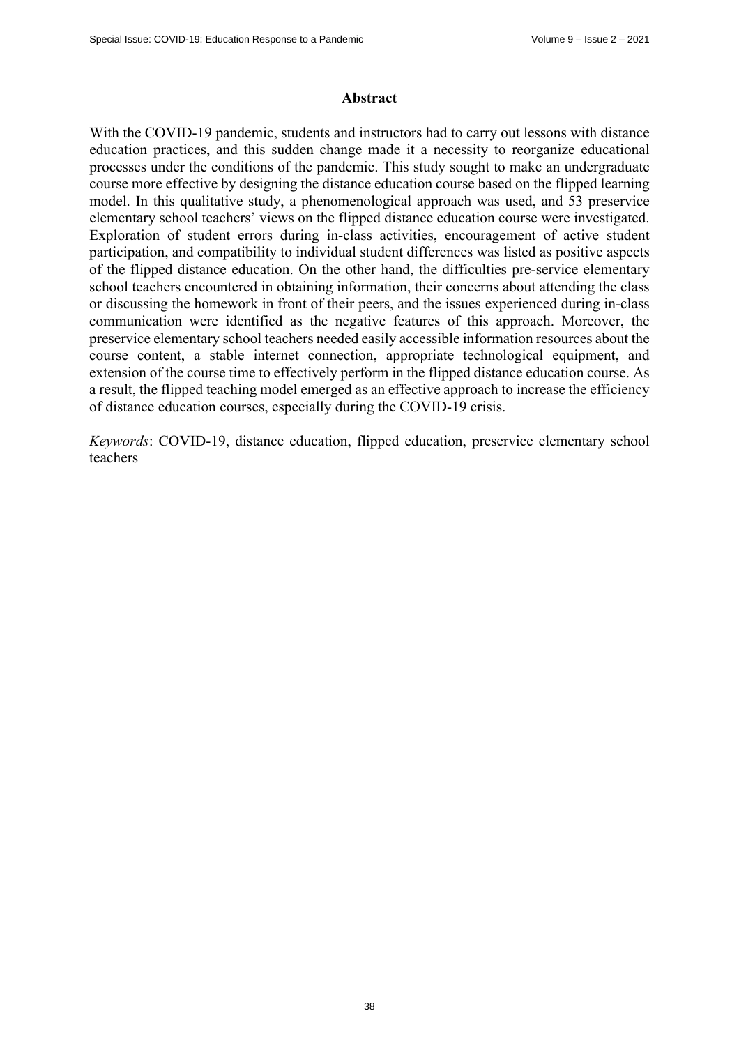## Abstract

With the COVID-19 pandemic, students and instructors had to carry out lessons with distance education practices, and this sudden change made it a necessity to reorganize educational processes under the conditions of the pandemic. This study sought to make an undergraduate course more effective by designing the distance education course based on the flipped learning model. In this qualitative study, a phenomenological approach was used, and 53 preservice elementary school teachers' views on the flipped distance education course were investigated. Exploration of student errors during in-class activities, encouragement of active student participation, and compatibility to individual student differences was listed as positive aspects of the flipped distance education. On the other hand, the difficulties pre-service elementary school teachers encountered in obtaining information, their concerns about attending the class or discussing the homework in front of their peers, and the issues experienced during in-class communication were identified as the negative features of this approach. Moreover, the preservice elementary school teachers needed easily accessible information resources about the course content, a stable internet connection, appropriate technological equipment, and extension of the course time to effectively perform in the flipped distance education course. As a result, the flipped teaching model emerged as an effective approach to increase the efficiency of distance education courses, especially during the COVID-19 crisis.

*Keywords*: COVID-19, distance education, flipped education, preservice elementary school teachers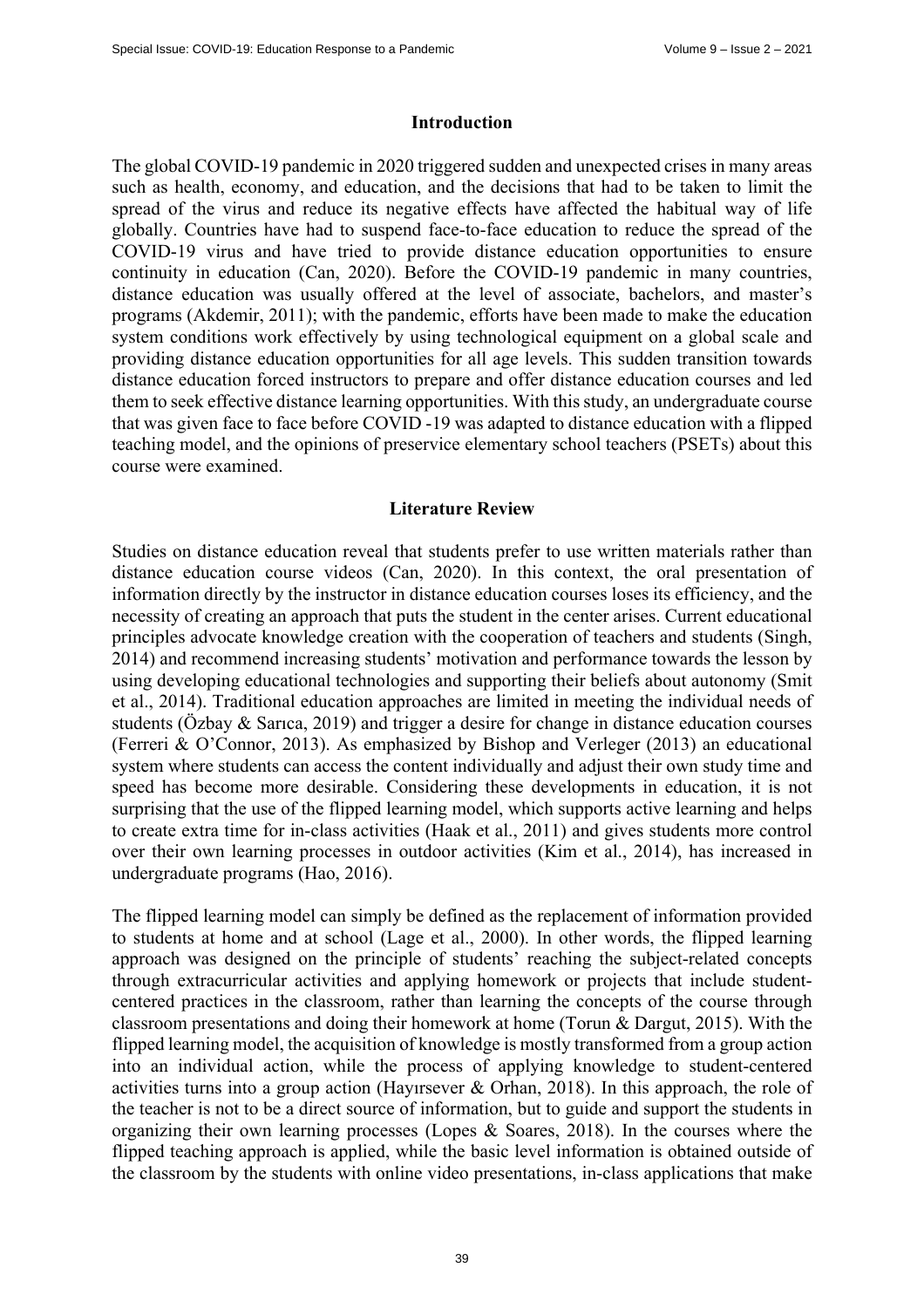## Introduction

The global COVID-19 pandemic in 2020 triggered sudden and unexpected crises in many areas such as health, economy, and education, and the decisions that had to be taken to limit the spread of the virus and reduce its negative effects have affected the habitual way of life globally. Countries have had to suspend face-to-face education to reduce the spread of the COVID-19 virus and have tried to provide distance education opportunities to ensure continuity in education (Can, 2020). Before the COVID-19 pandemic in many countries, distance education was usually offered at the level of associate, bachelors, and master's programs (Akdemir, 2011); with the pandemic, efforts have been made to make the education system conditions work effectively by using technological equipment on a global scale and providing distance education opportunities for all age levels. This sudden transition towards distance education forced instructors to prepare and offer distance education courses and led them to seek effective distance learning opportunities. With this study, an undergraduate course that was given face to face before COVID -19 was adapted to distance education with a flipped teaching model, and the opinions of preservice elementary school teachers (PSETs) about this course were examined.

## Literature Review

Studies on distance education reveal that students prefer to use written materials rather than distance education course videos (Can, 2020). In this context, the oral presentation of information directly by the instructor in distance education courses loses its efficiency, and the necessity of creating an approach that puts the student in the center arises. Current educational principles advocate knowledge creation with the cooperation of teachers and students (Singh, 2014) and recommend increasing students' motivation and performance towards the lesson by using developing educational technologies and supporting their beliefs about autonomy (Smit et al., 2014). Traditional education approaches are limited in meeting the individual needs of students (Özbay & Sarıca, 2019) and trigger a desire for change in distance education courses (Ferreri & O'Connor, 2013). As emphasized by Bishop and Verleger (2013) an educational system where students can access the content individually and adjust their own study time and speed has become more desirable. Considering these developments in education, it is not surprising that the use of the flipped learning model, which supports active learning and helps to create extra time for in-class activities (Haak et al., 2011) and gives students more control over their own learning processes in outdoor activities (Kim et al., 2014), has increased in undergraduate programs (Hao, 2016).

The flipped learning model can simply be defined as the replacement of information provided to students at home and at school (Lage et al., 2000). In other words, the flipped learning approach was designed on the principle of students' reaching the subject-related concepts through extracurricular activities and applying homework or projects that include student-centered practices in the classroom, rather than learning the concepts of the course through classroom presentations and doing their homework at home (Torun & Dargut, 2015). With the flipped learning model, the acquisition of knowledge is mostly transformed from a group action into an individual action, while the process of applying knowledge to student-centered activities turns into a group action (Hayırsever & Orhan, 2018). In this approach, the role of the teacher is not to be a direct source of information, but to guide and support the students in organizing their own learning processes (Lopes & Soares, 2018). In the courses where the flipped teaching approach is applied, while the basic level information is obtained outside of the classroom by the students with online video presentations, in-class applications that make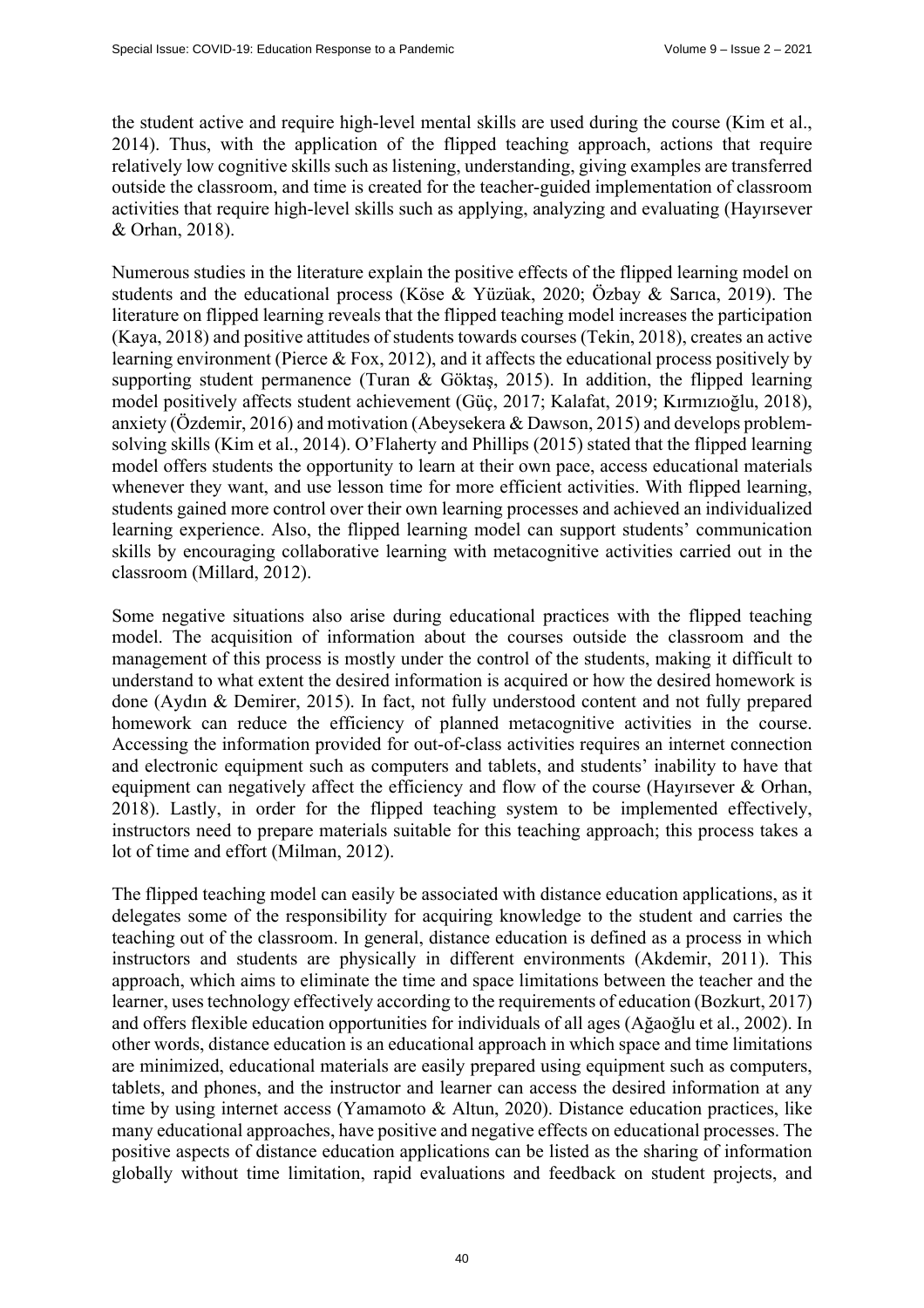the student active and require high-level mental skills are used during the course (Kim et al., 2014). Thus, with the application of the flipped teaching approach, actions that require relatively low cognitive skills such as listening, understanding, giving examples are transferred outside the classroom, and time is created for the teacher-guided implementation of classroom activities that require high-level skills such as applying, analyzing and evaluating (Hayırsever & Orhan, 2018).

Numerous studies in the literature explain the positive effects of the flipped learning model on students and the educational process (Köse & Yüzüak, 2020; Özbay & Sarıca, 2019). The literature on flipped learning reveals that the flipped teaching model increases the participation (Kaya, 2018) and positive attitudes of students towards courses (Tekin, 2018), creates an active learning environment (Pierce & Fox, 2012), and it affects the educational process positively by supporting student permanence (Turan & Göktaş, 2015). In addition, the flipped learning model positively affects student achievement (Güç, 2017; Kalafat, 2019; Kırmızıoğlu, 2018), anxiety (Özdemir, 2016) and motivation (Abeysekera & Dawson, 2015) and develops problem-solving skills (Kim et al., 2014). O'Flaherty and Phillips (2015) stated that the flipped learning model offers students the opportunity to learn at their own pace, access educational materials whenever they want, and use lesson time for more efficient activities. With flipped learning, students gained more control over their own learning processes and achieved an individualized learning experience. Also, the flipped learning model can support students' communication skills by encouraging collaborative learning with metacognitive activities carried out in the classroom (Millard, 2012).

Some negative situations also arise during educational practices with the flipped teaching model. The acquisition of information about the courses outside the classroom and the management of this process is mostly under the control of the students, making it difficult to understand to what extent the desired information is acquired or how the desired homework is done (Aydın & Demirer, 2015). In fact, not fully understood content and not fully prepared homework can reduce the efficiency of planned metacognitive activities in the course. Accessing the information provided for out-of-class activities requires an internet connection and electronic equipment such as computers and tablets, and students' inability to have that equipment can negatively affect the efficiency and flow of the course (Hayırsever & Orhan, 2018). Lastly, in order for the flipped teaching system to be implemented effectively, instructors need to prepare materials suitable for this teaching approach; this process takes a lot of time and effort (Milman, 2012).

The flipped teaching model can easily be associated with distance education applications, as it delegates some of the responsibility for acquiring knowledge to the student and carries the teaching out of the classroom. In general, distance education is defined as a process in which instructors and students are physically in different environments (Akdemir, 2011). This approach, which aims to eliminate the time and space limitations between the teacher and the learner, uses technology effectively according to the requirements of education (Bozkurt, 2017) and offers flexible education opportunities for individuals of all ages (Ağaoğlu et al., 2002). In other words, distance education is an educational approach in which space and time limitations are minimized, educational materials are easily prepared using equipment such as computers, tablets, and phones, and the instructor and learner can access the desired information at any time by using internet access (Yamamoto & Altun, 2020). Distance education practices, like many educational approaches, have positive and negative effects on educational processes. The positive aspects of distance education applications can be listed as the sharing of information globally without time limitation, rapid evaluations and feedback on student projects, and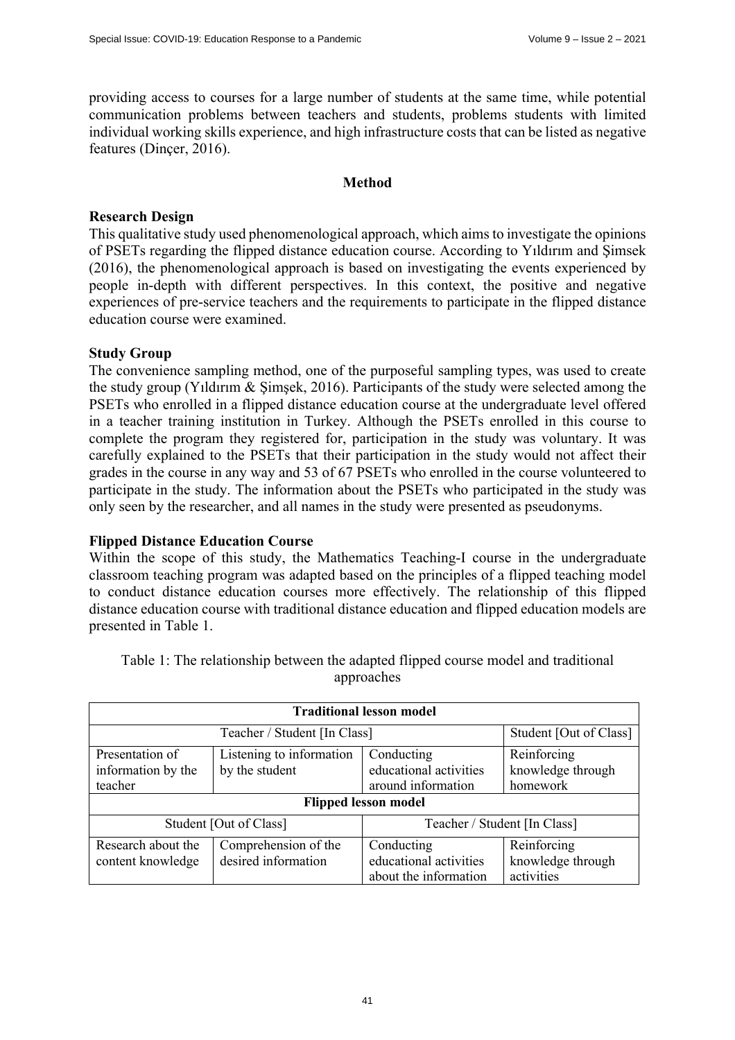providing access to courses for a large number of students at the same time, while potential communication problems between teachers and students, problems students with limited individual working skills experience, and high infrastructure costs that can be listed as negative features (Dinçer, 2016).

## Method

### Research Design

This qualitative study used phenomenological approach, which aims to investigate the opinions of PSETs regarding the flipped distance education course. According to Yıldırım and Şimsek (2016), the phenomenological approach is based on investigating the events experienced by people in-depth with different perspectives. In this context, the positive and negative experiences of pre-service teachers and the requirements to participate in the flipped distance education course were examined.

### Study Group

The convenience sampling method, one of the purposeful sampling types, was used to create the study group (Yıldırım & Şimşek, 2016). Participants of the study were selected among the PSETs who enrolled in a flipped distance education course at the undergraduate level offered in a teacher training institution in Turkey. Although the PSETs enrolled in this course to complete the program they registered for, participation in the study was voluntary. It was carefully explained to the PSETs that their participation in the study would not affect their grades in the course in any way and 53 of 67 PSETs who enrolled in the course volunteered to participate in the study. The information about the PSETs who participated in the study was only seen by the researcher, and all names in the study were presented as pseudonyms.

### Flipped Distance Education Course

Within the scope of this study, the Mathematics Teaching-I course in the undergraduate classroom teaching program was adapted based on the principles of a flipped teaching model to conduct distance education courses more effectively. The relationship of this flipped distance education course with traditional distance education and flipped education models are presented in Table 1.

Table 1: The relationship between the adapted flipped course model and traditional approaches

| **Traditional lesson model** | | | |
|---|---|---|---|
| Teacher / Student [In Class] | | | Student [Out of Class] |
| Presentation of information by the teacher | Listening to information by the student | Conducting educational activities around information | Reinforcing knowledge through homework |
| **Flipped lesson model** | | | |
| Student [Out of Class] | | Teacher / Student [In Class] | |
| Research about the content knowledge | Comprehension of the desired information | Conducting educational activities about the information | Reinforcing knowledge through activities |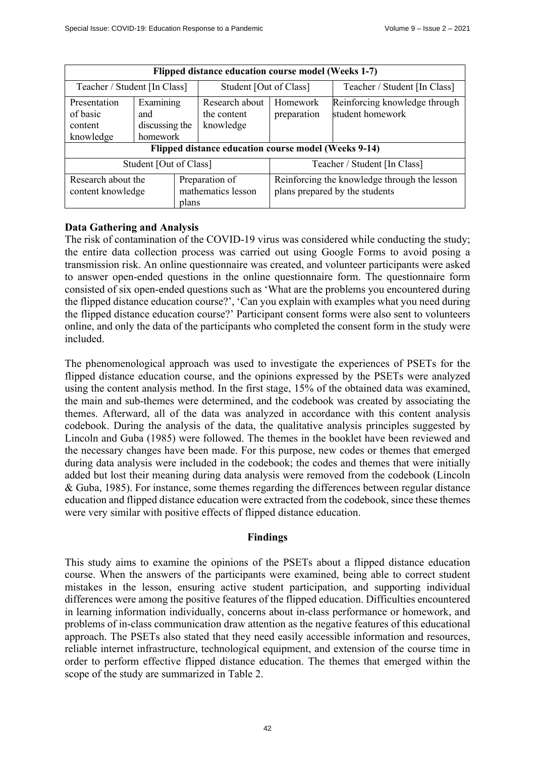| Flipped distance education course model (Weeks 1-7) | | | | |
|---|---|---|---|---|
| Teacher / Student [In Class] | | Student [Out of Class] | | Teacher / Student [In Class] |
| Presentation of basic content knowledge | Examining and discussing the homework | Research about the content knowledge | Homework preparation | Reinforcing knowledge through student homework |
| **Flipped distance education course model (Weeks 9-14)** | | | | |
| Student [Out of Class] | | | Teacher / Student [In Class] | |
| Research about the content knowledge | Preparation of mathematics lesson plans | | Reinforcing the knowledge through the lesson plans prepared by the students | |

### Data Gathering and Analysis

The risk of contamination of the COVID-19 virus was considered while conducting the study; the entire data collection process was carried out using Google Forms to avoid posing a transmission risk. An online questionnaire was created, and volunteer participants were asked to answer open-ended questions in the online questionnaire form. The questionnaire form consisted of six open-ended questions such as 'What are the problems you encountered during the flipped distance education course?', 'Can you explain with examples what you need during the flipped distance education course?' Participant consent forms were also sent to volunteers online, and only the data of the participants who completed the consent form in the study were included.

The phenomenological approach was used to investigate the experiences of PSETs for the flipped distance education course, and the opinions expressed by the PSETs were analyzed using the content analysis method. In the first stage, 15% of the obtained data was examined, the main and sub-themes were determined, and the codebook was created by associating the themes. Afterward, all of the data was analyzed in accordance with this content analysis codebook. During the analysis of the data, the qualitative analysis principles suggested by Lincoln and Guba (1985) were followed. The themes in the booklet have been reviewed and the necessary changes have been made. For this purpose, new codes or themes that emerged during data analysis were included in the codebook; the codes and themes that were initially added but lost their meaning during data analysis were removed from the codebook (Lincoln & Guba, 1985). For instance, some themes regarding the differences between regular distance education and flipped distance education were extracted from the codebook, since these themes were very similar with positive effects of flipped distance education.

## Findings

This study aims to examine the opinions of the PSETs about a flipped distance education course. When the answers of the participants were examined, being able to correct student mistakes in the lesson, ensuring active student participation, and supporting individual differences were among the positive features of the flipped education. Difficulties encountered in learning information individually, concerns about in-class performance or homework, and problems of in-class communication draw attention as the negative features of this educational approach. The PSETs also stated that they need easily accessible information and resources, reliable internet infrastructure, technological equipment, and extension of the course time in order to perform effective flipped distance education. The themes that emerged within the scope of the study are summarized in Table 2.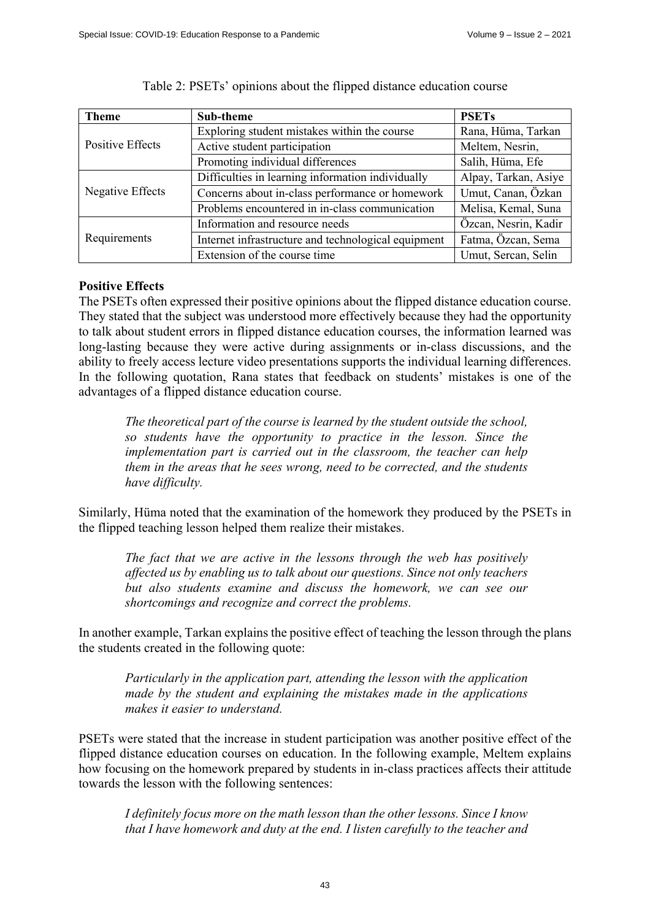Table 2: PSETs' opinions about the flipped distance education course

| Theme | Sub-theme | PSETs |
| --- | --- | --- |
| Positive Effects | Exploring student mistakes within the course | Rana, Hüma, Tarkan |
| | Active student participation | Meltem, Nesrin, |
| | Promoting individual differences | Salih, Hüma, Efe |
| Negative Effects | Difficulties in learning information individually | Alpay, Tarkan, Asiye |
| | Concerns about in-class performance or homework | Umut, Canan, Özkan |
| | Problems encountered in in-class communication | Melisa, Kemal, Suna |
| Requirements | Information and resource needs | Özcan, Nesrin, Kadir |
| | Internet infrastructure and technological equipment | Fatma, Özcan, Sema |
| | Extension of the course time | Umut, Sercan, Selin |

**Positive Effects**

The PSETs often expressed their positive opinions about the flipped distance education course. They stated that the subject was understood more effectively because they had the opportunity to talk about student errors in flipped distance education courses, the information learned was long-lasting because they were active during assignments or in-class discussions, and the ability to freely access lecture video presentations supports the individual learning differences. In the following quotation, Rana states that feedback on students' mistakes is one of the advantages of a flipped distance education course.

> *The theoretical part of the course is learned by the student outside the school, so students have the opportunity to practice in the lesson. Since the implementation part is carried out in the classroom, the teacher can help them in the areas that he sees wrong, need to be corrected, and the students have difficulty.*

Similarly, Hüma noted that the examination of the homework they produced by the PSETs in the flipped teaching lesson helped them realize their mistakes.

> *The fact that we are active in the lessons through the web has positively affected us by enabling us to talk about our questions. Since not only teachers but also students examine and discuss the homework, we can see our shortcomings and recognize and correct the problems.*

In another example, Tarkan explains the positive effect of teaching the lesson through the plans the students created in the following quote:

> *Particularly in the application part, attending the lesson with the application made by the student and explaining the mistakes made in the applications makes it easier to understand.*

PSETs were stated that the increase in student participation was another positive effect of the flipped distance education courses on education. In the following example, Meltem explains how focusing on the homework prepared by students in in-class practices affects their attitude towards the lesson with the following sentences:

> *I definitely focus more on the math lesson than the other lessons. Since I know that I have homework and duty at the end. I listen carefully to the teacher and*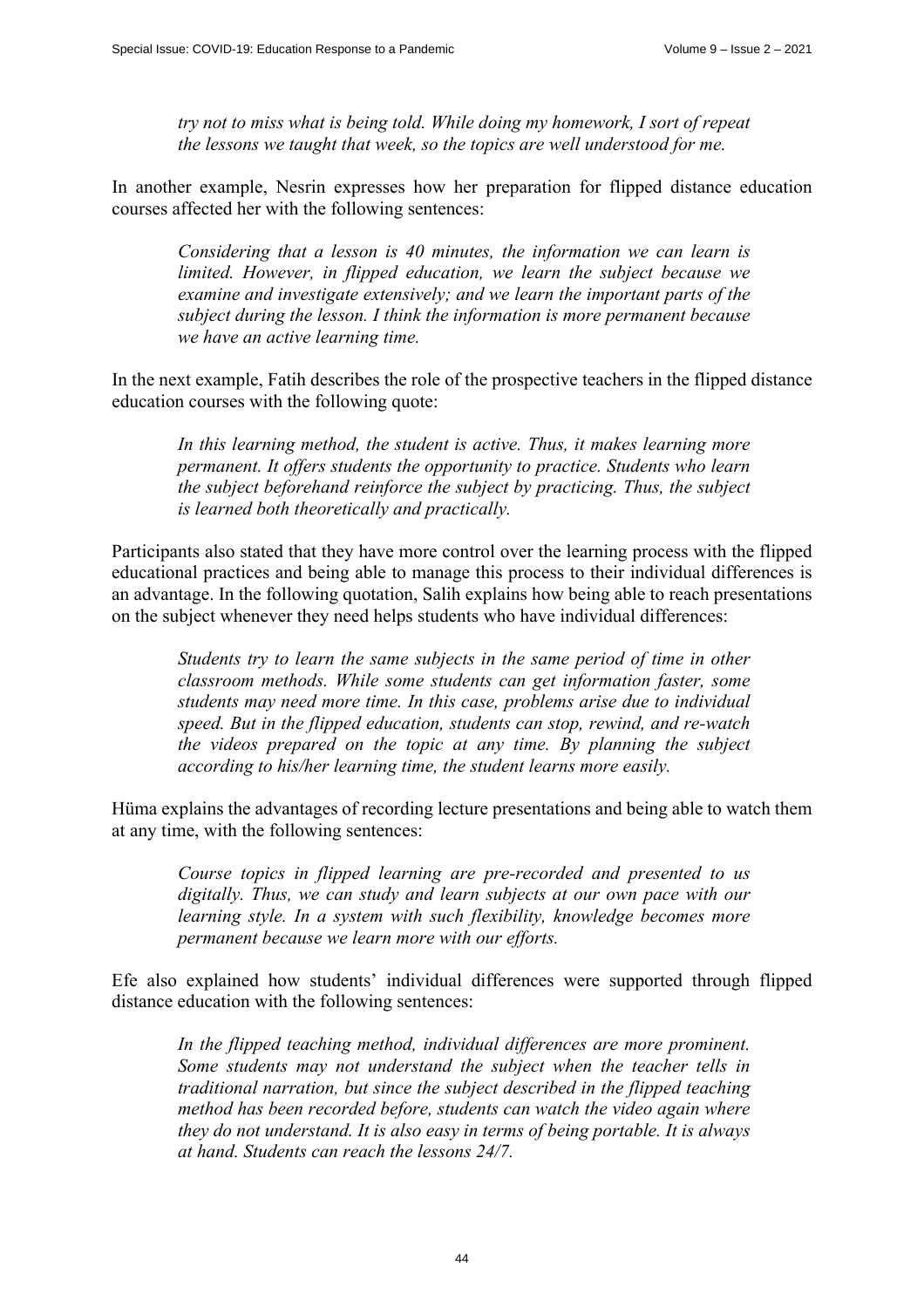*try not to miss what is being told. While doing my homework, I sort of repeat the lessons we taught that week, so the topics are well understood for me.*

In another example, Nesrin expresses how her preparation for flipped distance education courses affected her with the following sentences:

> *Considering that a lesson is 40 minutes, the information we can learn is limited. However, in flipped education, we learn the subject because we examine and investigate extensively; and we learn the important parts of the subject during the lesson. I think the information is more permanent because we have an active learning time.*

In the next example, Fatih describes the role of the prospective teachers in the flipped distance education courses with the following quote:

> *In this learning method, the student is active. Thus, it makes learning more permanent. It offers students the opportunity to practice. Students who learn the subject beforehand reinforce the subject by practicing. Thus, the subject is learned both theoretically and practically.*

Participants also stated that they have more control over the learning process with the flipped educational practices and being able to manage this process to their individual differences is an advantage. In the following quotation, Salih explains how being able to reach presentations on the subject whenever they need helps students who have individual differences:

> *Students try to learn the same subjects in the same period of time in other classroom methods. While some students can get information faster, some students may need more time. In this case, problems arise due to individual speed. But in the flipped education, students can stop, rewind, and re-watch the videos prepared on the topic at any time. By planning the subject according to his/her learning time, the student learns more easily.*

Hüma explains the advantages of recording lecture presentations and being able to watch them at any time, with the following sentences:

> *Course topics in flipped learning are pre-recorded and presented to us digitally. Thus, we can study and learn subjects at our own pace with our learning style. In a system with such flexibility, knowledge becomes more permanent because we learn more with our efforts.*

Efe also explained how students' individual differences were supported through flipped distance education with the following sentences:

> *In the flipped teaching method, individual differences are more prominent. Some students may not understand the subject when the teacher tells in traditional narration, but since the subject described in the flipped teaching method has been recorded before, students can watch the video again where they do not understand. It is also easy in terms of being portable. It is always at hand. Students can reach the lessons 24/7.*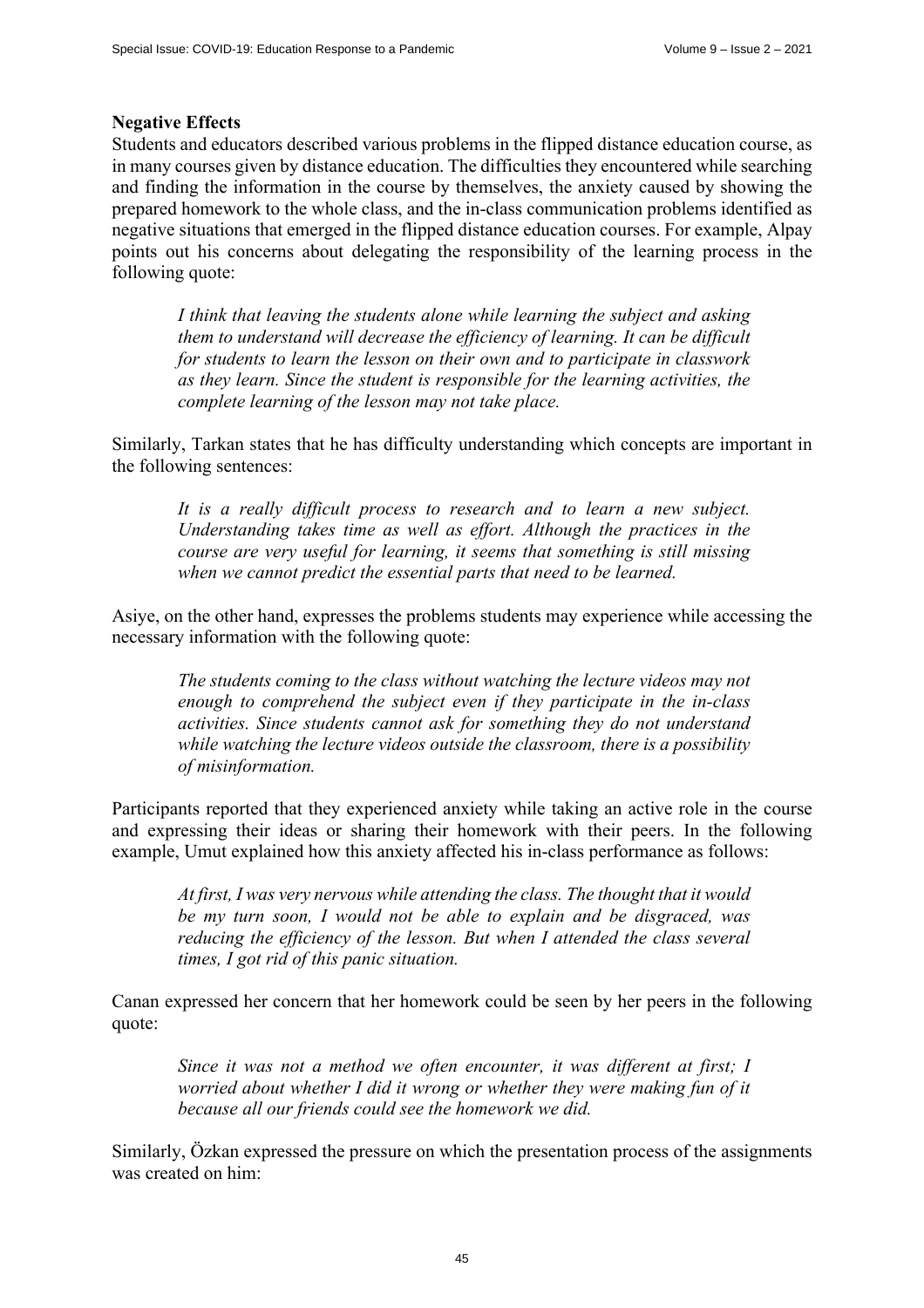**Negative Effects**

Students and educators described various problems in the flipped distance education course, as in many courses given by distance education. The difficulties they encountered while searching and finding the information in the course by themselves, the anxiety caused by showing the prepared homework to the whole class, and the in-class communication problems identified as negative situations that emerged in the flipped distance education courses. For example, Alpay points out his concerns about delegating the responsibility of the learning process in the following quote:

> *I think that leaving the students alone while learning the subject and asking them to understand will decrease the efficiency of learning. It can be difficult for students to learn the lesson on their own and to participate in classwork as they learn. Since the student is responsible for the learning activities, the complete learning of the lesson may not take place.*

Similarly, Tarkan states that he has difficulty understanding which concepts are important in the following sentences:

> *It is a really difficult process to research and to learn a new subject. Understanding takes time as well as effort. Although the practices in the course are very useful for learning, it seems that something is still missing when we cannot predict the essential parts that need to be learned.*

Asiye, on the other hand, expresses the problems students may experience while accessing the necessary information with the following quote:

> *The students coming to the class without watching the lecture videos may not enough to comprehend the subject even if they participate in the in-class activities. Since students cannot ask for something they do not understand while watching the lecture videos outside the classroom, there is a possibility of misinformation.*

Participants reported that they experienced anxiety while taking an active role in the course and expressing their ideas or sharing their homework with their peers. In the following example, Umut explained how this anxiety affected his in-class performance as follows:

> *At first, I was very nervous while attending the class. The thought that it would be my turn soon, I would not be able to explain and be disgraced, was reducing the efficiency of the lesson. But when I attended the class several times, I got rid of this panic situation.*

Canan expressed her concern that her homework could be seen by her peers in the following quote:

> *Since it was not a method we often encounter, it was different at first; I worried about whether I did it wrong or whether they were making fun of it because all our friends could see the homework we did.*

Similarly, Özkan expressed the pressure on which the presentation process of the assignments was created on him: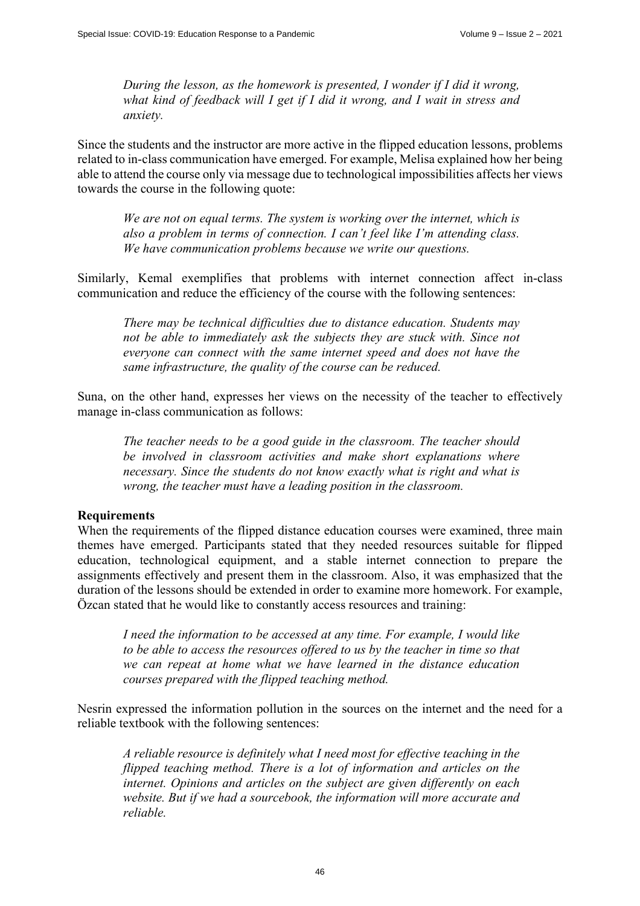> *During the lesson, as the homework is presented, I wonder if I did it wrong, what kind of feedback will I get if I did it wrong, and I wait in stress and anxiety.*

Since the students and the instructor are more active in the flipped education lessons, problems related to in-class communication have emerged. For example, Melisa explained how her being able to attend the course only via message due to technological impossibilities affects her views towards the course in the following quote:

> *We are not on equal terms. The system is working over the internet, which is also a problem in terms of connection. I can't feel like I'm attending class. We have communication problems because we write our questions.*

Similarly, Kemal exemplifies that problems with internet connection affect in-class communication and reduce the efficiency of the course with the following sentences:

> *There may be technical difficulties due to distance education. Students may not be able to immediately ask the subjects they are stuck with. Since not everyone can connect with the same internet speed and does not have the same infrastructure, the quality of the course can be reduced.*

Suna, on the other hand, expresses her views on the necessity of the teacher to effectively manage in-class communication as follows:

> *The teacher needs to be a good guide in the classroom. The teacher should be involved in classroom activities and make short explanations where necessary. Since the students do not know exactly what is right and what is wrong, the teacher must have a leading position in the classroom.*

**Requirements**

When the requirements of the flipped distance education courses were examined, three main themes have emerged. Participants stated that they needed resources suitable for flipped education, technological equipment, and a stable internet connection to prepare the assignments effectively and present them in the classroom. Also, it was emphasized that the duration of the lessons should be extended in order to examine more homework. For example, Özcan stated that he would like to constantly access resources and training:

> *I need the information to be accessed at any time. For example, I would like to be able to access the resources offered to us by the teacher in time so that we can repeat at home what we have learned in the distance education courses prepared with the flipped teaching method.*

Nesrin expressed the information pollution in the sources on the internet and the need for a reliable textbook with the following sentences:

> *A reliable resource is definitely what I need most for effective teaching in the flipped teaching method. There is a lot of information and articles on the internet. Opinions and articles on the subject are given differently on each website. But if we had a sourcebook, the information will more accurate and reliable.*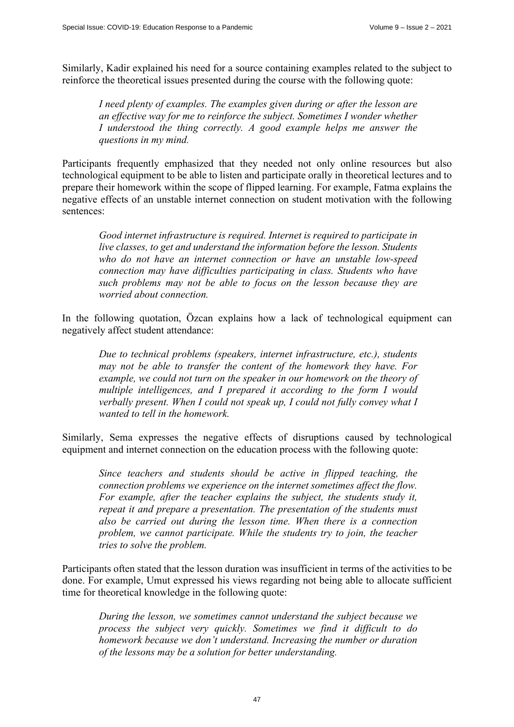Similarly, Kadir explained his need for a source containing examples related to the subject to reinforce the theoretical issues presented during the course with the following quote:

> *I need plenty of examples. The examples given during or after the lesson are an effective way for me to reinforce the subject. Sometimes I wonder whether I understood the thing correctly. A good example helps me answer the questions in my mind.*

Participants frequently emphasized that they needed not only online resources but also technological equipment to be able to listen and participate orally in theoretical lectures and to prepare their homework within the scope of flipped learning. For example, Fatma explains the negative effects of an unstable internet connection on student motivation with the following sentences:

> *Good internet infrastructure is required. Internet is required to participate in live classes, to get and understand the information before the lesson. Students who do not have an internet connection or have an unstable low-speed connection may have difficulties participating in class. Students who have such problems may not be able to focus on the lesson because they are worried about connection.*

In the following quotation, Özcan explains how a lack of technological equipment can negatively affect student attendance:

> *Due to technical problems (speakers, internet infrastructure, etc.), students may not be able to transfer the content of the homework they have. For example, we could not turn on the speaker in our homework on the theory of multiple intelligences, and I prepared it according to the form I would verbally present. When I could not speak up, I could not fully convey what I wanted to tell in the homework.*

Similarly, Sema expresses the negative effects of disruptions caused by technological equipment and internet connection on the education process with the following quote:

> *Since teachers and students should be active in flipped teaching, the connection problems we experience on the internet sometimes affect the flow. For example, after the teacher explains the subject, the students study it, repeat it and prepare a presentation. The presentation of the students must also be carried out during the lesson time. When there is a connection problem, we cannot participate. While the students try to join, the teacher tries to solve the problem.*

Participants often stated that the lesson duration was insufficient in terms of the activities to be done. For example, Umut expressed his views regarding not being able to allocate sufficient time for theoretical knowledge in the following quote:

> *During the lesson, we sometimes cannot understand the subject because we process the subject very quickly. Sometimes we find it difficult to do homework because we don't understand. Increasing the number or duration of the lessons may be a solution for better understanding.*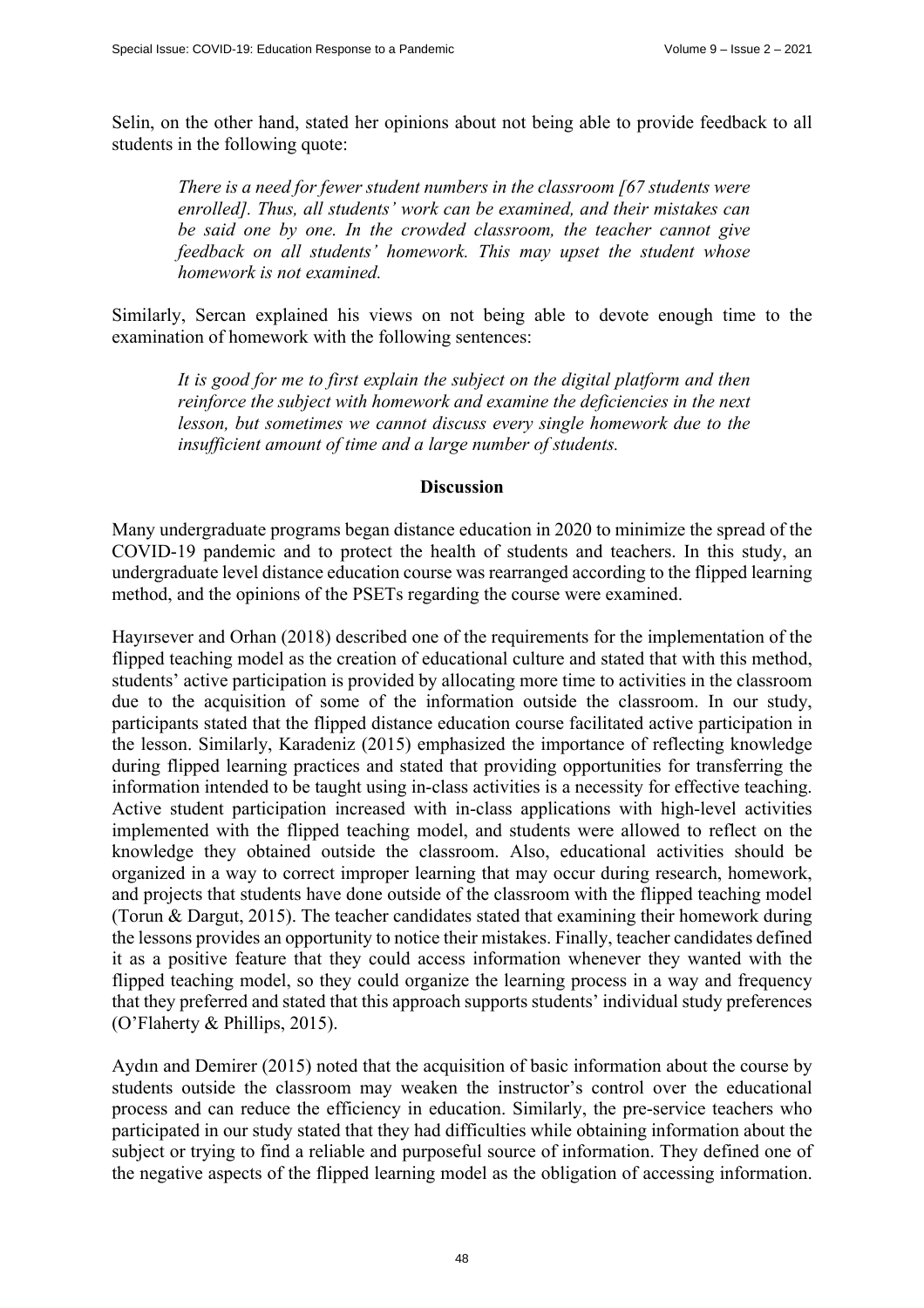Selin, on the other hand, stated her opinions about not being able to provide feedback to all students in the following quote:

> *There is a need for fewer student numbers in the classroom [67 students were enrolled]. Thus, all students' work can be examined, and their mistakes can be said one by one. In the crowded classroom, the teacher cannot give feedback on all students' homework. This may upset the student whose homework is not examined.*

Similarly, Sercan explained his views on not being able to devote enough time to the examination of homework with the following sentences:

> *It is good for me to first explain the subject on the digital platform and then reinforce the subject with homework and examine the deficiencies in the next lesson, but sometimes we cannot discuss every single homework due to the insufficient amount of time and a large number of students.*

## Discussion

Many undergraduate programs began distance education in 2020 to minimize the spread of the COVID-19 pandemic and to protect the health of students and teachers. In this study, an undergraduate level distance education course was rearranged according to the flipped learning method, and the opinions of the PSETs regarding the course were examined.

Hayırsever and Orhan (2018) described one of the requirements for the implementation of the flipped teaching model as the creation of educational culture and stated that with this method, students' active participation is provided by allocating more time to activities in the classroom due to the acquisition of some of the information outside the classroom. In our study, participants stated that the flipped distance education course facilitated active participation in the lesson. Similarly, Karadeniz (2015) emphasized the importance of reflecting knowledge during flipped learning practices and stated that providing opportunities for transferring the information intended to be taught using in-class activities is a necessity for effective teaching. Active student participation increased with in-class applications with high-level activities implemented with the flipped teaching model, and students were allowed to reflect on the knowledge they obtained outside the classroom. Also, educational activities should be organized in a way to correct improper learning that may occur during research, homework, and projects that students have done outside of the classroom with the flipped teaching model (Torun & Dargut, 2015). The teacher candidates stated that examining their homework during the lessons provides an opportunity to notice their mistakes. Finally, teacher candidates defined it as a positive feature that they could access information whenever they wanted with the flipped teaching model, so they could organize the learning process in a way and frequency that they preferred and stated that this approach supports students' individual study preferences (O'Flaherty & Phillips, 2015).

Aydın and Demirer (2015) noted that the acquisition of basic information about the course by students outside the classroom may weaken the instructor's control over the educational process and can reduce the efficiency in education. Similarly, the pre-service teachers who participated in our study stated that they had difficulties while obtaining information about the subject or trying to find a reliable and purposeful source of information. They defined one of the negative aspects of the flipped learning model as the obligation of accessing information.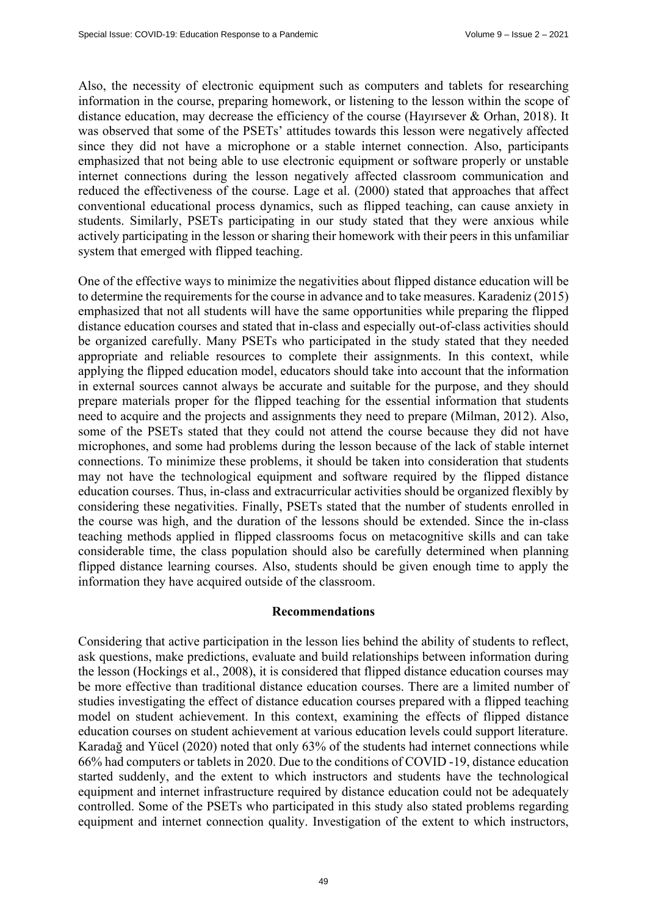Also, the necessity of electronic equipment such as computers and tablets for researching information in the course, preparing homework, or listening to the lesson within the scope of distance education, may decrease the efficiency of the course (Hayırsever & Orhan, 2018). It was observed that some of the PSETs' attitudes towards this lesson were negatively affected since they did not have a microphone or a stable internet connection. Also, participants emphasized that not being able to use electronic equipment or software properly or unstable internet connections during the lesson negatively affected classroom communication and reduced the effectiveness of the course. Lage et al. (2000) stated that approaches that affect conventional educational process dynamics, such as flipped teaching, can cause anxiety in students. Similarly, PSETs participating in our study stated that they were anxious while actively participating in the lesson or sharing their homework with their peers in this unfamiliar system that emerged with flipped teaching.

One of the effective ways to minimize the negativities about flipped distance education will be to determine the requirements for the course in advance and to take measures. Karadeniz (2015) emphasized that not all students will have the same opportunities while preparing the flipped distance education courses and stated that in-class and especially out-of-class activities should be organized carefully. Many PSETs who participated in the study stated that they needed appropriate and reliable resources to complete their assignments. In this context, while applying the flipped education model, educators should take into account that the information in external sources cannot always be accurate and suitable for the purpose, and they should prepare materials proper for the flipped teaching for the essential information that students need to acquire and the projects and assignments they need to prepare (Milman, 2012). Also, some of the PSETs stated that they could not attend the course because they did not have microphones, and some had problems during the lesson because of the lack of stable internet connections. To minimize these problems, it should be taken into consideration that students may not have the technological equipment and software required by the flipped distance education courses. Thus, in-class and extracurricular activities should be organized flexibly by considering these negativities. Finally, PSETs stated that the number of students enrolled in the course was high, and the duration of the lessons should be extended. Since the in-class teaching methods applied in flipped classrooms focus on metacognitive skills and can take considerable time, the class population should also be carefully determined when planning flipped distance learning courses. Also, students should be given enough time to apply the information they have acquired outside of the classroom.

## Recommendations

Considering that active participation in the lesson lies behind the ability of students to reflect, ask questions, make predictions, evaluate and build relationships between information during the lesson (Hockings et al., 2008), it is considered that flipped distance education courses may be more effective than traditional distance education courses. There are a limited number of studies investigating the effect of distance education courses prepared with a flipped teaching model on student achievement. In this context, examining the effects of flipped distance education courses on student achievement at various education levels could support literature. Karadağ and Yücel (2020) noted that only 63% of the students had internet connections while 66% had computers or tablets in 2020. Due to the conditions of COVID -19, distance education started suddenly, and the extent to which instructors and students have the technological equipment and internet infrastructure required by distance education could not be adequately controlled. Some of the PSETs who participated in this study also stated problems regarding equipment and internet connection quality. Investigation of the extent to which instructors,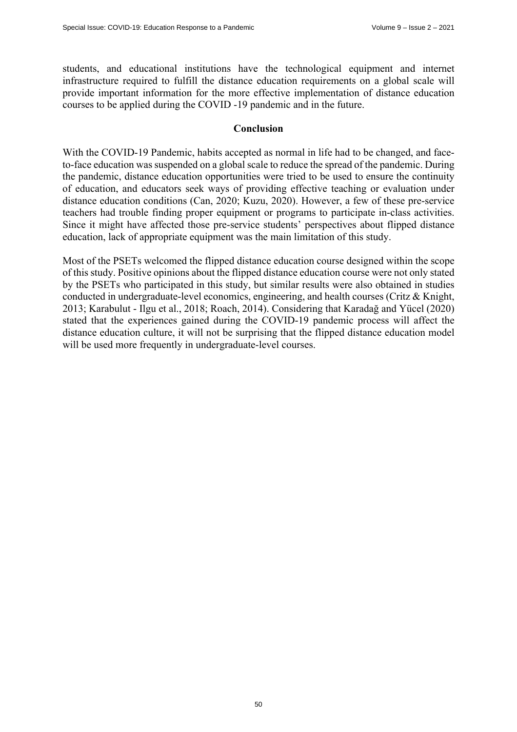students, and educational institutions have the technological equipment and internet infrastructure required to fulfill the distance education requirements on a global scale will provide important information for the more effective implementation of distance education courses to be applied during the COVID -19 pandemic and in the future.

## Conclusion

With the COVID-19 Pandemic, habits accepted as normal in life had to be changed, and face-to-face education was suspended on a global scale to reduce the spread of the pandemic. During the pandemic, distance education opportunities were tried to be used to ensure the continuity of education, and educators seek ways of providing effective teaching or evaluation under distance education conditions (Can, 2020; Kuzu, 2020). However, a few of these pre-service teachers had trouble finding proper equipment or programs to participate in-class activities. Since it might have affected those pre-service students' perspectives about flipped distance education, lack of appropriate equipment was the main limitation of this study.

Most of the PSETs welcomed the flipped distance education course designed within the scope of this study. Positive opinions about the flipped distance education course were not only stated by the PSETs who participated in this study, but similar results were also obtained in studies conducted in undergraduate-level economics, engineering, and health courses (Critz & Knight, 2013; Karabulut - Ilgu et al., 2018; Roach, 2014). Considering that Karadağ and Yücel (2020) stated that the experiences gained during the COVID-19 pandemic process will affect the distance education culture, it will not be surprising that the flipped distance education model will be used more frequently in undergraduate-level courses.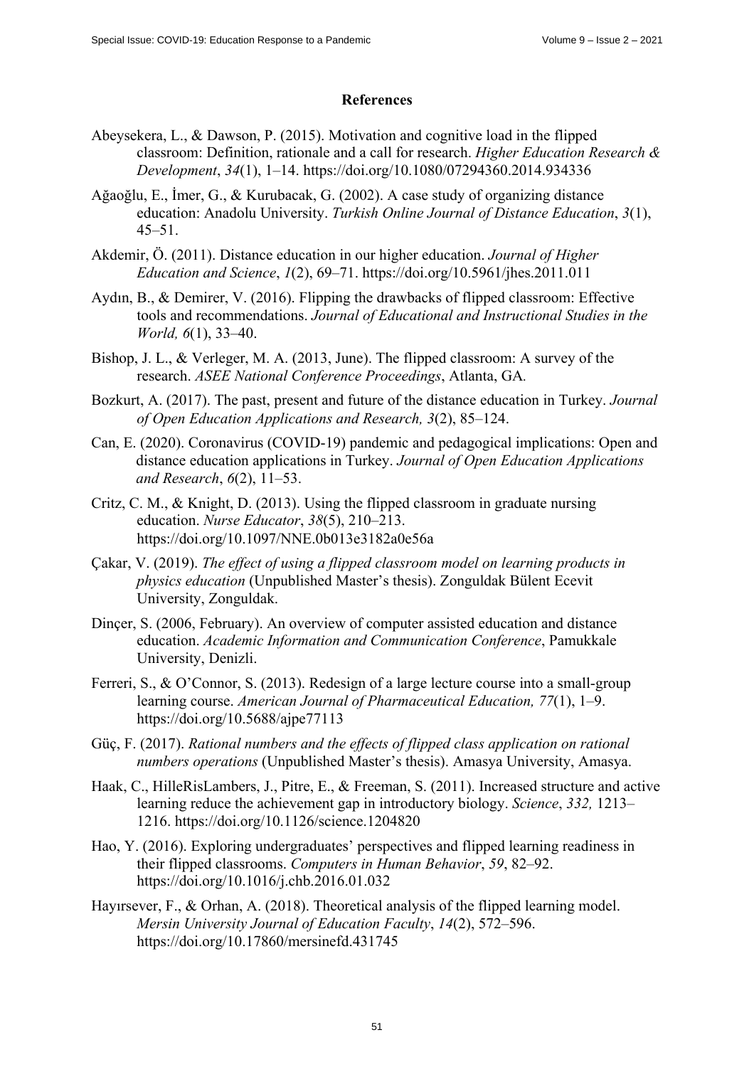## References

Abeysekera, L., & Dawson, P. (2015). Motivation and cognitive load in the flipped classroom: Definition, rationale and a call for research. *Higher Education Research & Development*, *34*(1), 1–14. https://doi.org/10.1080/07294360.2014.934336

Ağaoğlu, E., İmer, G., & Kurubacak, G. (2002). A case study of organizing distance education: Anadolu University. *Turkish Online Journal of Distance Education*, *3*(1), 45–51.

Akdemir, Ö. (2011). Distance education in our higher education. *Journal of Higher Education and Science*, *1*(2), 69–71. https://doi.org/10.5961/jhes.2011.011

Aydın, B., & Demirer, V. (2016). Flipping the drawbacks of flipped classroom: Effective tools and recommendations. *Journal of Educational and Instructional Studies in the World, 6*(1), 33–40.

Bishop, J. L., & Verleger, M. A. (2013, June). The flipped classroom: A survey of the research. *ASEE National Conference Proceedings*, Atlanta, GA.

Bozkurt, A. (2017). The past, present and future of the distance education in Turkey. *Journal of Open Education Applications and Research, 3*(2), 85–124.

Can, E. (2020). Coronavirus (COVID-19) pandemic and pedagogical implications: Open and distance education applications in Turkey. *Journal of Open Education Applications and Research*, *6*(2), 11–53.

Critz, C. M., & Knight, D. (2013). Using the flipped classroom in graduate nursing education. *Nurse Educator*, *38*(5), 210–213. https://doi.org/10.1097/NNE.0b013e3182a0e56a

Çakar, V. (2019). *The effect of using a flipped classroom model on learning products in physics education* (Unpublished Master's thesis). Zonguldak Bülent Ecevit University, Zonguldak.

Dinçer, S. (2006, February). An overview of computer assisted education and distance education. *Academic Information and Communication Conference*, Pamukkale University, Denizli.

Ferreri, S., & O'Connor, S. (2013). Redesign of a large lecture course into a small-group learning course. *American Journal of Pharmaceutical Education, 77*(1), 1–9. https://doi.org/10.5688/ajpe77113

Güç, F. (2017). *Rational numbers and the effects of flipped class application on rational numbers operations* (Unpublished Master's thesis). Amasya University, Amasya.

Haak, C., HilleRisLambers, J., Pitre, E., & Freeman, S. (2011). Increased structure and active learning reduce the achievement gap in introductory biology. *Science*, *332,* 1213–1216. https://doi.org/10.1126/science.1204820

Hao, Y. (2016). Exploring undergraduates' perspectives and flipped learning readiness in their flipped classrooms. *Computers in Human Behavior*, *59*, 82–92. https://doi.org/10.1016/j.chb.2016.01.032

Hayırsever, F., & Orhan, A. (2018). Theoretical analysis of the flipped learning model. *Mersin University Journal of Education Faculty*, *14*(2), 572–596. https://doi.org/10.17860/mersinefd.431745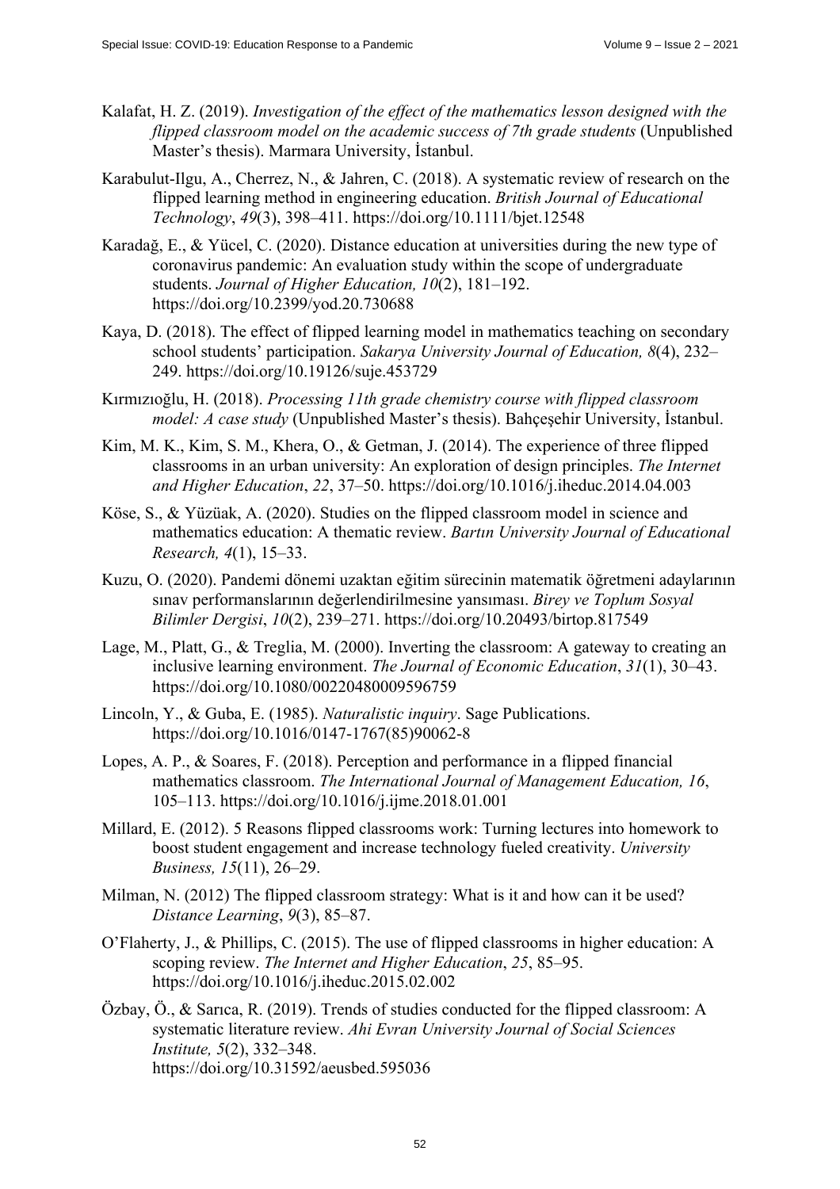Kalafat, H. Z. (2019). *Investigation of the effect of the mathematics lesson designed with the flipped classroom model on the academic success of 7th grade students* (Unpublished Master's thesis). Marmara University, İstanbul.

Karabulut-Ilgu, A., Cherrez, N., & Jahren, C. (2018). A systematic review of research on the flipped learning method in engineering education. *British Journal of Educational Technology*, *49*(3), 398–411. https://doi.org/10.1111/bjet.12548

Karadağ, E., & Yücel, C. (2020). Distance education at universities during the new type of coronavirus pandemic: An evaluation study within the scope of undergraduate students. *Journal of Higher Education, 10*(2), 181–192. https://doi.org/10.2399/yod.20.730688

Kaya, D. (2018). The effect of flipped learning model in mathematics teaching on secondary school students' participation. *Sakarya University Journal of Education, 8*(4), 232–249. https://doi.org/10.19126/suje.453729

Kırmızıoğlu, H. (2018). *Processing 11th grade chemistry course with flipped classroom model: A case study* (Unpublished Master's thesis). Bahçeşehir University, İstanbul.

Kim, M. K., Kim, S. M., Khera, O., & Getman, J. (2014). The experience of three flipped classrooms in an urban university: An exploration of design principles. *The Internet and Higher Education*, *22*, 37–50. https://doi.org/10.1016/j.iheduc.2014.04.003

Köse, S., & Yüzüak, A. (2020). Studies on the flipped classroom model in science and mathematics education: A thematic review. *Bartın University Journal of Educational Research, 4*(1), 15–33.

Kuzu, O. (2020). Pandemi dönemi uzaktan eğitim sürecinin matematik öğretmeni adaylarının sınav performanslarının değerlendirilmesine yansıması. *Birey ve Toplum Sosyal Bilimler Dergisi*, *10*(2), 239–271. https://doi.org/10.20493/birtop.817549

Lage, M., Platt, G., & Treglia, M. (2000). Inverting the classroom: A gateway to creating an inclusive learning environment. *The Journal of Economic Education*, *31*(1), 30–43. https://doi.org/10.1080/00220480009596759

Lincoln, Y., & Guba, E. (1985). *Naturalistic inquiry*. Sage Publications. https://doi.org/10.1016/0147-1767(85)90062-8

Lopes, A. P., & Soares, F. (2018). Perception and performance in a flipped financial mathematics classroom. *The International Journal of Management Education, 16*, 105–113. https://doi.org/10.1016/j.ijme.2018.01.001

Millard, E. (2012). 5 Reasons flipped classrooms work: Turning lectures into homework to boost student engagement and increase technology fueled creativity. *University Business, 15*(11), 26–29.

Milman, N. (2012) The flipped classroom strategy: What is it and how can it be used? *Distance Learning*, *9*(3), 85–87.

O'Flaherty, J., & Phillips, C. (2015). The use of flipped classrooms in higher education: A scoping review. *The Internet and Higher Education*, *25*, 85–95. https://doi.org/10.1016/j.iheduc.2015.02.002

Özbay, Ö., & Sarıca, R. (2019). Trends of studies conducted for the flipped classroom: A systematic literature review. *Ahi Evran University Journal of Social Sciences Institute, 5*(2), 332–348. https://doi.org/10.31592/aeusbed.595036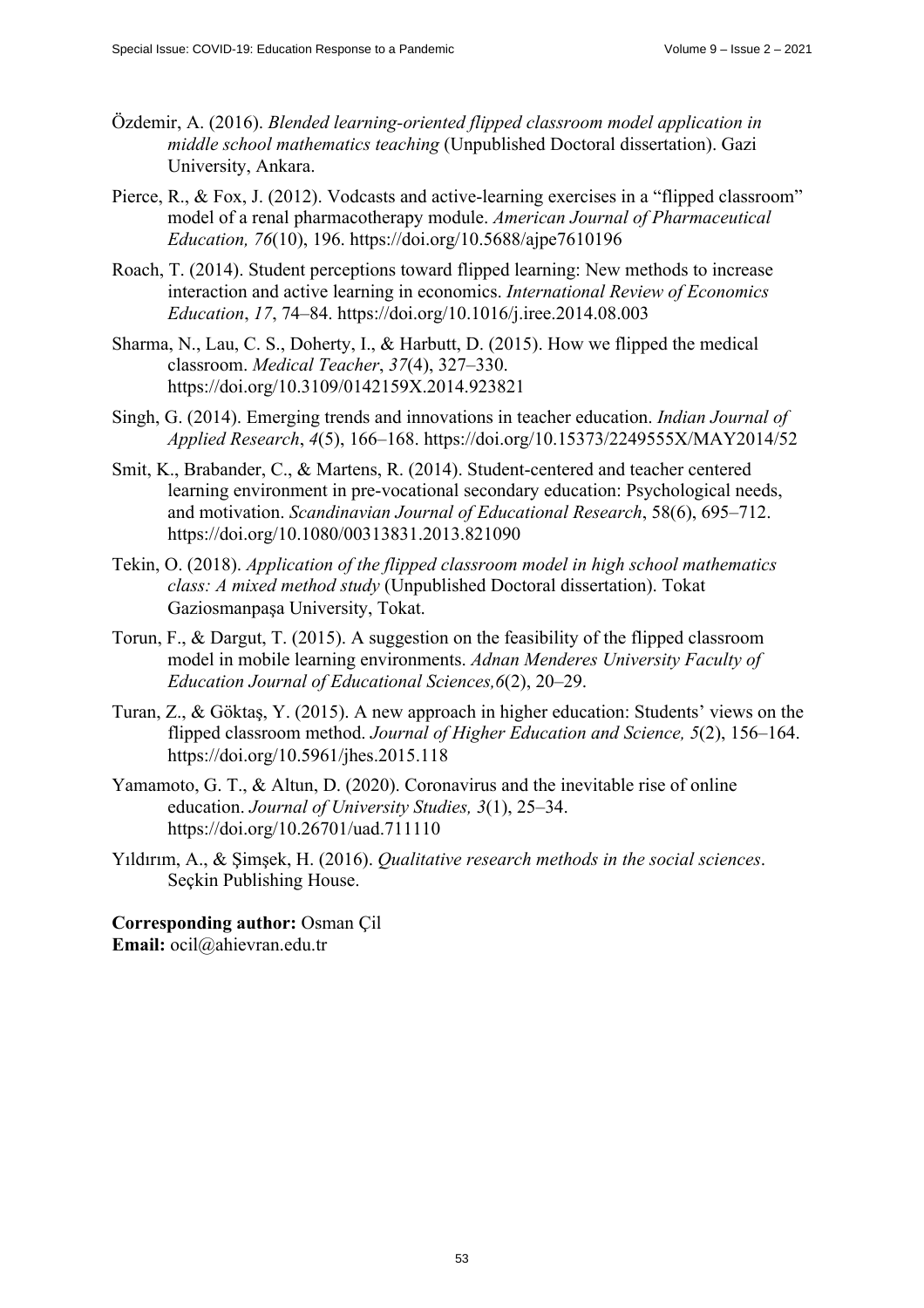Özdemir, A. (2016). *Blended learning-oriented flipped classroom model application in middle school mathematics teaching* (Unpublished Doctoral dissertation). Gazi University, Ankara.

Pierce, R., & Fox, J. (2012). Vodcasts and active-learning exercises in a "flipped classroom" model of a renal pharmacotherapy module. *American Journal of Pharmaceutical Education, 76*(10), 196. https://doi.org/10.5688/ajpe7610196

Roach, T. (2014). Student perceptions toward flipped learning: New methods to increase interaction and active learning in economics. *International Review of Economics Education*, *17*, 74–84. https://doi.org/10.1016/j.iree.2014.08.003

Sharma, N., Lau, C. S., Doherty, I., & Harbutt, D. (2015). How we flipped the medical classroom. *Medical Teacher*, *37*(4), 327–330. https://doi.org/10.3109/0142159X.2014.923821

Singh, G. (2014). Emerging trends and innovations in teacher education. *Indian Journal of Applied Research*, *4*(5), 166–168. https://doi.org/10.15373/2249555X/MAY2014/52

Smit, K., Brabander, C., & Martens, R. (2014). Student-centered and teacher centered learning environment in pre-vocational secondary education: Psychological needs, and motivation. *Scandinavian Journal of Educational Research*, 58(6), 695–712. https://doi.org/10.1080/00313831.2013.821090

Tekin, O. (2018). *Application of the flipped classroom model in high school mathematics class: A mixed method study* (Unpublished Doctoral dissertation). Tokat Gaziosmanpaşa University, Tokat.

Torun, F., & Dargut, T. (2015). A suggestion on the feasibility of the flipped classroom model in mobile learning environments. *Adnan Menderes University Faculty of Education Journal of Educational Sciences,6*(2), 20–29.

Turan, Z., & Göktaş, Y. (2015). A new approach in higher education: Students' views on the flipped classroom method. *Journal of Higher Education and Science, 5*(2), 156–164. https://doi.org/10.5961/jhes.2015.118

Yamamoto, G. T., & Altun, D. (2020). Coronavirus and the inevitable rise of online education. *Journal of University Studies, 3*(1), 25–34. https://doi.org/10.26701/uad.711110

Yıldırım, A., & Şimşek, H. (2016). *Qualitative research methods in the social sciences*. Seçkin Publishing House.

**Corresponding author:** Osman Çil
**Email:** ocil@ahievran.edu.tr